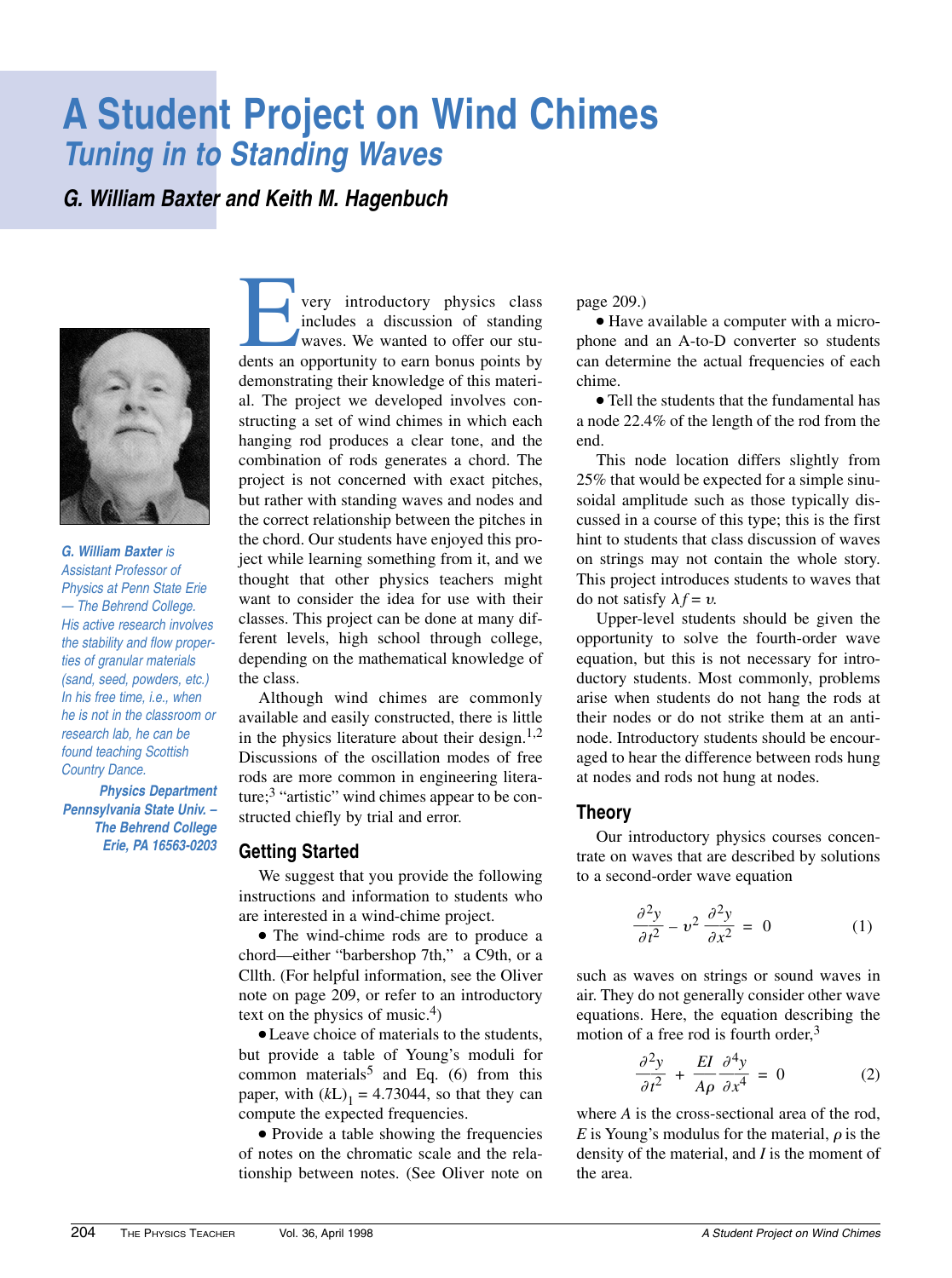# A Student Project on Wind Chimes

## *Tuning in to Standing Waves*

***G. William Baxter and Keith M. Hagenbuch***

*G. William Baxter is Assistant Professor of Physics at Penn State Erie — The Behrend College. His active research involves the stability and flow properties of granular materials (sand, seed, powders, etc.) In his free time, i.e., when he is not in the classroom or research lab, he can be found teaching Scottish Country Dance.*

***Physics Department***
***Pennsylvania State Univ. – The Behrend College***
***Erie, PA 16563-0203***

Every introductory physics class includes a discussion of standing waves. We wanted to offer our students an opportunity to earn bonus points by demonstrating their knowledge of this material. The project we developed involves constructing a set of wind chimes in which each hanging rod produces a clear tone, and the combination of rods generates a chord. The project is not concerned with exact pitches, but rather with standing waves and nodes and the correct relationship between the pitches in the chord. Our students have enjoyed this project while learning something from it, and we thought that other physics teachers might want to consider the idea for use with their classes. This project can be done at many different levels, high school through college, depending on the mathematical knowledge of the class.

Although wind chimes are commonly available and easily constructed, there is little in the physics literature about their design.[1,2] Discussions of the oscillation modes of free rods are more common in engineering literature;[3] "artistic" wind chimes appear to be constructed chiefly by trial and error.

## Getting Started

We suggest that you provide the following instructions and information to students who are interested in a wind-chime project.

- The wind-chime rods are to produce a chord—either "barbershop 7th," a C9th, or a Cllth. (For helpful information, see the Oliver note on page 209, or refer to an introductory text on the physics of music.[4])
- Leave choice of materials to the students, but provide a table of Young's moduli for common materials[5] and Eq. (6) from this paper, with $(kL)_1 = 4.73044$, so that they can compute the expected frequencies.
- Provide a table showing the frequencies of notes on the chromatic scale and the relationship between notes. (See Oliver note on page 209.)
- Have available a computer with a microphone and an A-to-D converter so students can determine the actual frequencies of each chime.
- Tell the students that the fundamental has a node 22.4% of the length of the rod from the end.

This node location differs slightly from 25% that would be expected for a simple sinusoidal amplitude such as those typically discussed in a course of this type; this is the first hint to students that class discussion of waves on strings may not contain the whole story. This project introduces students to waves that do not satisfy $\lambda f = v$.

Upper-level students should be given the opportunity to solve the fourth-order wave equation, but this is not necessary for introductory students. Most commonly, problems arise when students do not hang the rods at their nodes or do not strike them at an antinode. Introductory students should be encouraged to hear the difference between rods hung at nodes and rods not hung at nodes.

## Theory

Our introductory physics courses concentrate on waves that are described by solutions to a second-order wave equation

$$\frac{\partial^2 y}{\partial t^2} - v^2 \frac{\partial^2 y}{\partial x^2} = 0 \qquad (1)$$

such as waves on strings or sound waves in air. They do not generally consider other wave equations. Here, the equation describing the motion of a free rod is fourth order,[3]

$$\frac{\partial^2 y}{\partial t^2} + \frac{EI}{A\rho} \frac{\partial^4 y}{\partial x^4} = 0 \qquad (2)$$

where $A$ is the cross-sectional area of the rod, $E$ is Young's modulus for the material, $\rho$ is the density of the material, and $I$ is the moment of the area.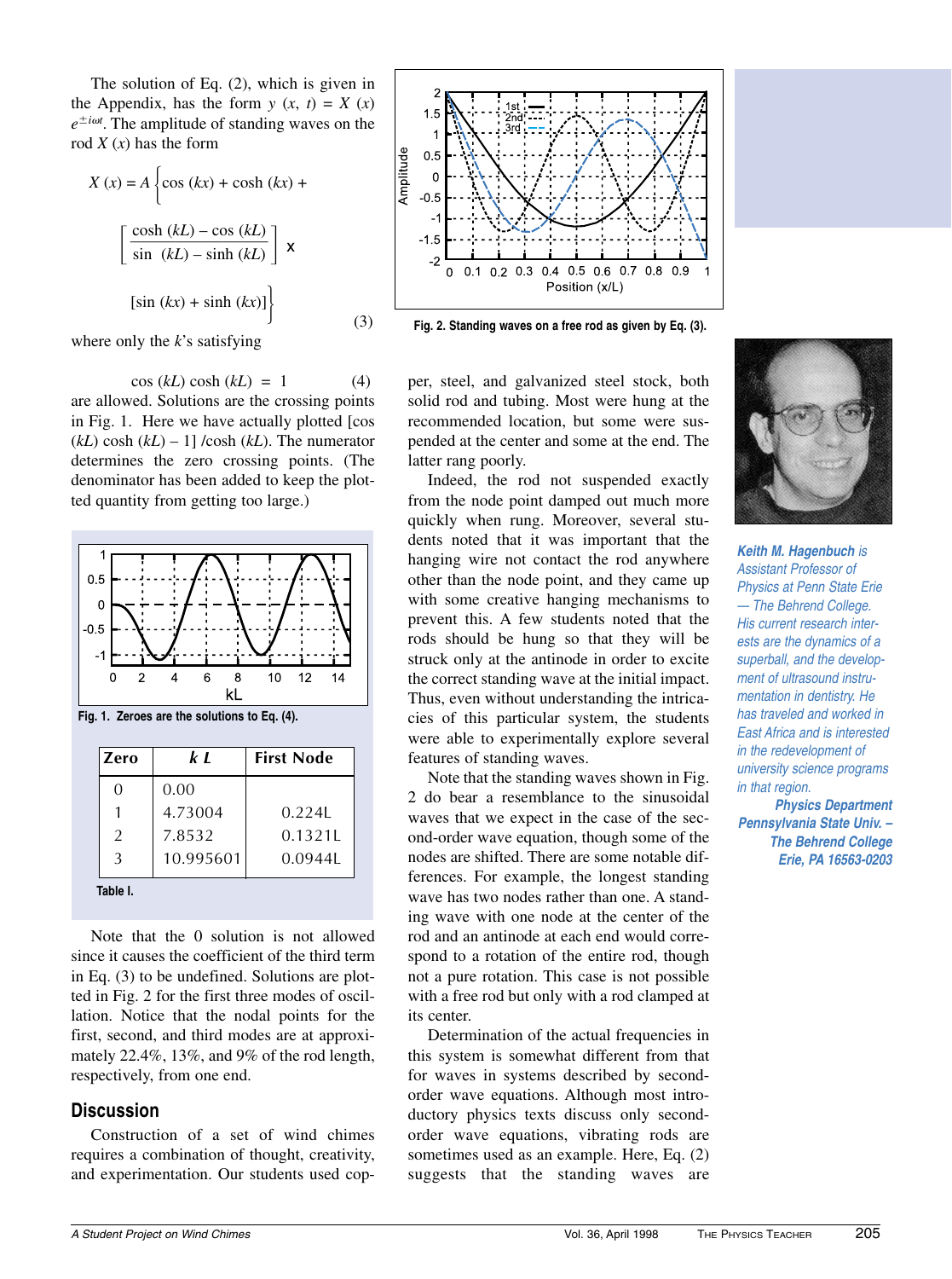The solution of Eq. (2), which is given in the Appendix, has the form $y(x, t) = X(x) e^{\pm i\omega t}$. The amplitude of standing waves on the rod $X(x)$ has the form

$$X(x) = A \left\{ \cos(kx) + \cosh(kx) + \left[ \frac{\cosh(kL) - \cos(kL)}{\sin(kL) - \sinh(kL)} \right] \times [\sin(kx) + \sinh(kx)] \right\} \tag{3}$$

where only the $k$'s satisfying

$$\cos(kL)\cosh(kL) = 1 \tag{4}$$

are allowed. Solutions are the crossing points in Fig. 1. Here we have actually plotted $[\cos(kL)\cosh(kL) - 1]/\cosh(kL)$. The numerator determines the zero crossing points. (The denominator has been added to keep the plotted quantity from getting too large.)

Fig. 1. Zeroes are the solutions to Eq. (4).

| Zero | $kL$ | First Node |
|---|---|---|
| 0 | 0.00 | |
| 1 | 4.73004 | 0.224L |
| 2 | 7.8532 | 0.1321L |
| 3 | 10.995601 | 0.0944L |

Table I.

Note that the 0 solution is not allowed since it causes the coefficient of the third term in Eq. (3) to be undefined. Solutions are plotted in Fig. 2 for the first three modes of oscillation. Notice that the nodal points for the first, second, and third modes are at approximately 22.4%, 13%, and 9% of the rod length, respectively, from one end.

Fig. 2. Standing waves on a free rod as given by Eq. (3).

## Discussion

Construction of a set of wind chimes requires a combination of thought, creativity, and experimentation. Our students used copper, steel, and galvanized steel stock, both solid rod and tubing. Most were hung at the recommended location, but some were suspended at the center and some at the end. The latter rang poorly.

Indeed, the rod not suspended exactly from the node point damped out much more quickly when rung. Moreover, several students noted that it was important that the hanging wire not contact the rod anywhere other than the node point, and they came up with some creative hanging mechanisms to prevent this. A few students noted that the rods should be hung so that they will be struck only at the antinode in order to excite the correct standing wave at the initial impact. Thus, even without understanding the intricacies of this particular system, the students were able to experimentally explore several features of standing waves.

Note that the standing waves shown in Fig. 2 do bear a resemblance to the sinusoidal waves that we expect in the case of the second-order wave equation, though some of the nodes are shifted. There are some notable differences. For example, the longest standing wave has two nodes rather than one. A standing wave with one node at the center of the rod and an antinode at each end would correspond to a rotation of the entire rod, though not a pure rotation. This case is not possible with a free rod but only with a rod clamped at its center.

Determination of the actual frequencies in this system is somewhat different from that for waves in systems described by second-order wave equations. Although most introductory physics texts discuss only second-order wave equations, vibrating rods are sometimes used as an example. Here, Eq. (2) suggests that the standing waves are

*Keith M. Hagenbuch is Assistant Professor of Physics at Penn State Erie — The Behrend College. His current research interests are the dynamics of a superball, and the development of ultrasound instrumentation in dentistry. He has traveled and worked in East Africa and is interested in the redevelopment of university science programs in that region.*

***Physics Department***
***Pennsylvania State Univ. – The Behrend College***
***Erie, PA 16563-0203***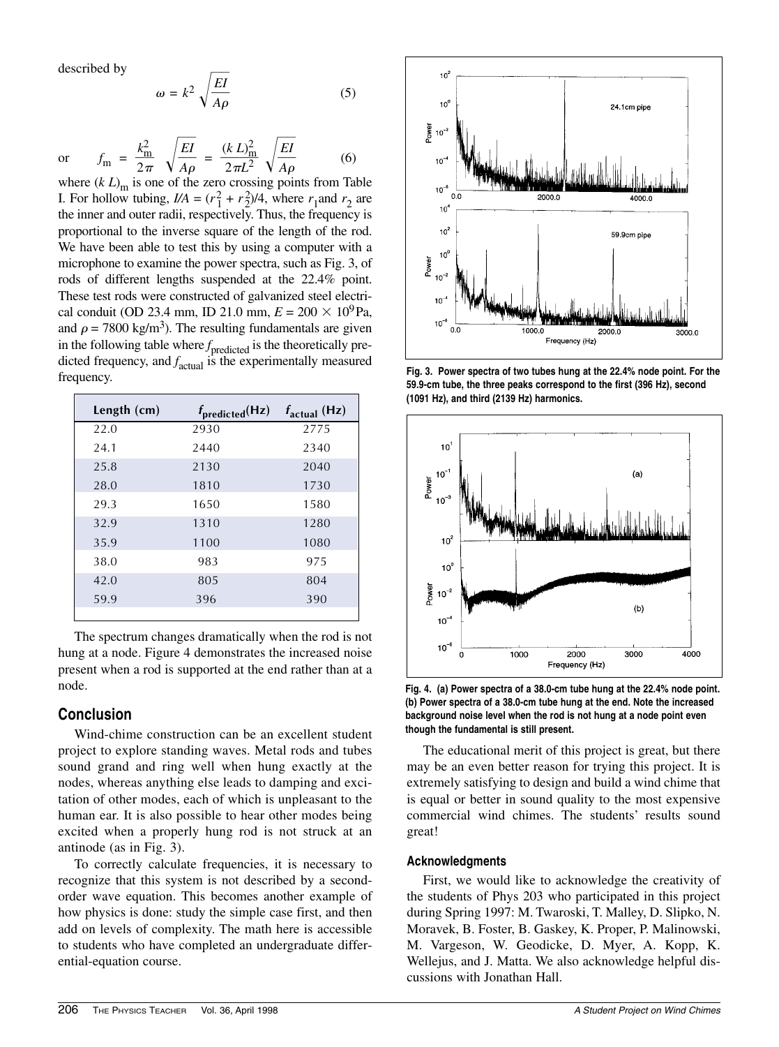described by

$$\omega = k^2 \sqrt{\frac{EI}{A\rho}} \quad (5)$$

or

$$f_m = \frac{k_m^2}{2\pi} \sqrt{\frac{EI}{A\rho}} = \frac{(kL)_m^2}{2\pi L^2} \sqrt{\frac{EI}{A\rho}} \quad (6)$$

where $(kL)_m$ is one of the zero crossing points from Table I. For hollow tubing, $I/A = (r_1^2 + r_2^2)/4$, where $r_1$ and $r_2$ are the inner and outer radii, respectively. Thus, the frequency is proportional to the inverse square of the length of the rod. We have been able to test this by using a computer with a microphone to examine the power spectra, such as Fig. 3, of rods of different lengths suspended at the 22.4% point. These test rods were constructed of galvanized steel electrical conduit (OD 23.4 mm, ID 21.0 mm, $E = 200 \times 10^9$ Pa, and $\rho = 7800$ kg/m$^3$). The resulting fundamentals are given in the following table where $f_{\text{predicted}}$ is the theoretically predicted frequency, and $f_{\text{actual}}$ is the experimentally measured frequency.

| Length (cm) | $f_{\text{predicted}}$(Hz) | $f_{\text{actual}}$ (Hz) |
|---|---|---|
| 22.0 | 2930 | 2775 |
| 24.1 | 2440 | 2340 |
| 25.8 | 2130 | 2040 |
| 28.0 | 1810 | 1730 |
| 29.3 | 1650 | 1580 |
| 32.9 | 1310 | 1280 |
| 35.9 | 1100 | 1080 |
| 38.0 | 983 | 975 |
| 42.0 | 805 | 804 |
| 59.9 | 396 | 390 |

The spectrum changes dramatically when the rod is not hung at a node. Figure 4 demonstrates the increased noise present when a rod is supported at the end rather than at a node.

**Fig. 3. Power spectra of two tubes hung at the 22.4% node point. For the 59.9-cm tube, the three peaks correspond to the first (396 Hz), second (1091 Hz), and third (2139 Hz) harmonics.**

**Fig. 4. (a) Power spectra of a 38.0-cm tube hung at the 22.4% node point. (b) Power spectra of a 38.0-cm tube hung at the end. Note the increased background noise level when the rod is not hung at a node point even though the fundamental is still present.**

## Conclusion

Wind-chime construction can be an excellent student project to explore standing waves. Metal rods and tubes sound grand and ring well when hung exactly at the nodes, whereas anything else leads to damping and excitation of other modes, each of which is unpleasant to the human ear. It is also possible to hear other modes being excited when a properly hung rod is not struck at an antinode (as in Fig. 3).

To correctly calculate frequencies, it is necessary to recognize that this system is not described by a second-order wave equation. This becomes another example of how physics is done: study the simple case first, and then add on levels of complexity. The math here is accessible to students who have completed an undergraduate differential-equation course.

The educational merit of this project is great, but there may be an even better reason for trying this project. It is extremely satisfying to design and build a wind chime that is equal or better in sound quality to the most expensive commercial wind chimes. The students' results sound great!

### Acknowledgments

First, we would like to acknowledge the creativity of the students of Phys 203 who participated in this project during Spring 1997: M. Twaroski, T. Malley, D. Slipko, N. Moravek, B. Foster, B. Gaskey, K. Proper, P. Malinowski, M. Vargeson, W. Geodicke, D. Myer, A. Kopp, K. Wellejus, and J. Matta. We also acknowledge helpful discussions with Jonathan Hall.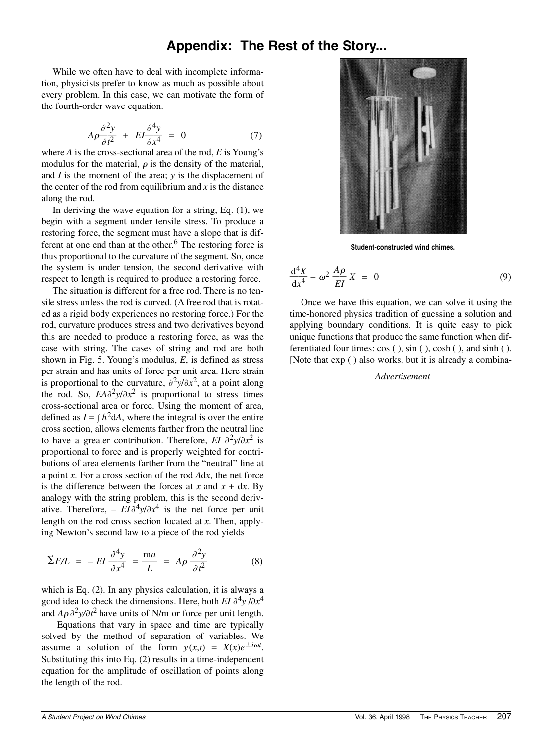# Appendix: The Rest of the Story...

While we often have to deal with incomplete information, physicists prefer to know as much as possible about every problem. In this case, we can motivate the form of the fourth-order wave equation.

$$A\rho\frac{\partial^2 y}{\partial t^2} + EI\frac{\partial^4 y}{\partial x^4} = 0 \tag{7}$$

where *A* is the cross-sectional area of the rod, *E* is Young's modulus for the material, $\rho$ is the density of the material, and *I* is the moment of the area; *y* is the displacement of the center of the rod from equilibrium and *x* is the distance along the rod.

In deriving the wave equation for a string, Eq. (1), we begin with a segment under tensile stress. To produce a restoring force, the segment must have a slope that is different at one end than at the other.[6] The restoring force is thus proportional to the curvature of the segment. So, once the system is under tension, the second derivative with respect to length is required to produce a restoring force.

The situation is different for a free rod. There is no tensile stress unless the rod is curved. (A free rod that is rotated as a rigid body experiences no restoring force.) For the rod, curvature produces stress and two derivatives beyond this are needed to produce a restoring force, as was the case with string. The cases of string and rod are both shown in Fig. 5. Young's modulus, *E*, is defined as stress per strain and has units of force per unit area. Here strain is proportional to the curvature, $\partial^2 y/\partial x^2$, at a point along the rod. So, $EA\partial^2 y/\partial x^2$ is proportional to stress times cross-sectional area or force. Using the moment of area, defined as $I = \int h^2 dA$, where the integral is over the entire cross section, allows elements farther from the neutral line to have a greater contribution. Therefore, $EI\ \partial^2 y/\partial x^2$ is proportional to force and is properly weighted for contributions of area elements farther from the "neutral" line at a point *x*. For a cross section of the rod $A\mathrm{d}x$, the net force is the difference between the forces at *x* and $x + \mathrm{d}x$. By analogy with the string problem, this is the second derivative. Therefore, $-EI\partial^4 y/\partial x^4$ is the net force per unit length on the rod cross section located at *x*. Then, applying Newton's second law to a piece of the rod yields

$$\sum F/L = -EI\frac{\partial^4 y}{\partial x^4} = \frac{\mathrm{m}a}{L} = A\rho\frac{\partial^2 y}{\partial t^2} \tag{8}$$

which is Eq. (2). In any physics calculation, it is always a good idea to check the dimensions. Here, both $EI\ \partial^4 y/\partial x^4$ and $A\rho\,\partial^2 y/\partial t^2$ have units of N/m or force per unit length.

Equations that vary in space and time are typically solved by the method of separation of variables. We assume a solution of the form $y(x,t) = X(x)e^{\pm i\omega t}$. Substituting this into Eq. (2) results in a time-independent equation for the amplitude of oscillation of points along the length of the rod.

Student-constructed wind chimes.

$$\frac{\mathrm{d}^4 X}{\mathrm{d}x^4} - \omega^2\frac{A\rho}{EI}X = 0 \tag{9}$$

Once we have this equation, we can solve it using the time-honored physics tradition of guessing a solution and applying boundary conditions. It is quite easy to pick unique functions that produce the same function when differentiated four times: cos ( ), sin ( ), cosh ( ), and sinh ( ). [Note that exp ( ) also works, but it is already a combina-

*Advertisement*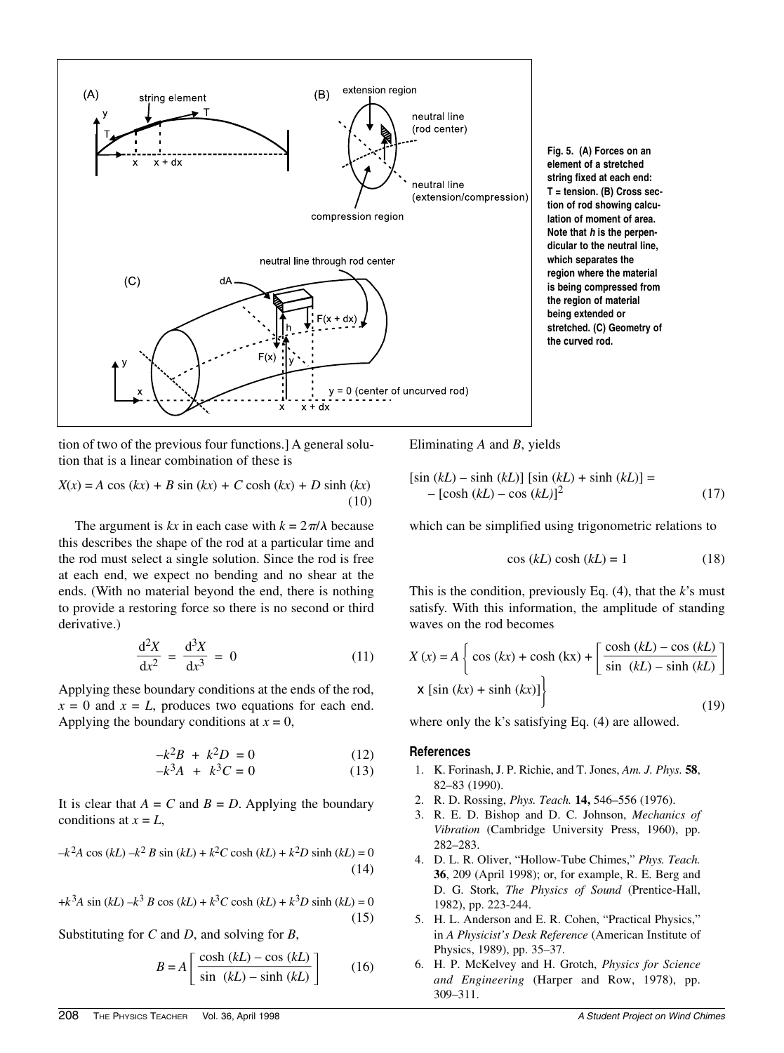(A) string element T T y x x + dx

(B) extension region neutral line (rod center) neutral line (extension/compression) compression region

(C) neutral line through rod center dA F(x + dx) h F(x) y y x y = 0 (center of uncurved rod) x x + dx

**Fig. 5. (A) Forces on an element of a stretched string fixed at each end: T = tension. (B) Cross section of rod showing calculation of moment of area. Note that *h* is the perpendicular to the neutral line, which separates the region where the material is being compressed from the region of material being extended or stretched. (C) Geometry of the curved rod.**

tion of two of the previous four functions.] A general solution that is a linear combination of these is

$$X(x) = A \cos(kx) + B \sin(kx) + C \cosh(kx) + D \sinh(kx) \tag{10}$$

The argument is $kx$ in each case with $k = 2\pi/\lambda$ because this describes the shape of the rod at a particular time and the rod must select a single solution. Since the rod is free at each end, we expect no bending and no shear at the ends. (With no material beyond the end, there is nothing to provide a restoring force so there is no second or third derivative.)

$$\frac{d^2X}{dx^2} = \frac{d^3X}{dx^3} = 0 \tag{11}$$

Applying these boundary conditions at the ends of the rod, $x = 0$ and $x = L$, produces two equations for each end. Applying the boundary conditions at $x = 0$,

$$-k^2B + k^2D = 0 \tag{12}$$

$$-k^3A + k^3C = 0 \tag{13}$$

It is clear that $A = C$ and $B = D$. Applying the boundary conditions at $x = L$,

$$-k^2A \cos(kL) - k^2 B \sin(kL) + k^2C \cosh(kL) + k^2D \sinh(kL) = 0 \tag{14}$$

$$+k^3A \sin(kL) - k^3 B \cos(kL) + k^3C \cosh(kL) + k^3D \sinh(kL) = 0 \tag{15}$$

Substituting for $C$ and $D$, and solving for $B$,

$$B = A\left[\frac{\cosh(kL) - \cos(kL)}{\sin(kL) - \sinh(kL)}\right] \tag{16}$$

Eliminating $A$ and $B$, yields

$$[\sin(kL) - \sinh(kL)]\,[\sin(kL) + \sinh(kL)] = -[\cosh(kL) - \cos(kL)]^2 \tag{17}$$

which can be simplified using trigonometric relations to

$$\cos(kL)\cosh(kL) = 1 \tag{18}$$

This is the condition, previously Eq. (4), that the $k$'s must satisfy. With this information, the amplitude of standing waves on the rod becomes

$$X(x) = A\left\{\cos(kx) + \cosh(kx) + \left[\frac{\cosh(kL) - \cos(kL)}{\sin(kL) - \sinh(kL)}\right] \times [\sin(kx) + \sinh(kx)]\right\} \tag{19}$$

where only the k's satisfying Eq. (4) are allowed.

## References

1. K. Forinash, J. P. Richie, and T. Jones, *Am. J. Phys.* **58**, 82–83 (1990).
2. R. D. Rossing, *Phys. Teach.* **14,** 546–556 (1976).
3. R. E. D. Bishop and D. C. Johnson, *Mechanics of Vibration* (Cambridge University Press, 1960), pp. 282–283.
4. D. L. R. Oliver, "Hollow-Tube Chimes," *Phys. Teach.* **36**, 209 (April 1998); or, for example, R. E. Berg and D. G. Stork, *The Physics of Sound* (Prentice-Hall, 1982), pp. 223-244.
5. H. L. Anderson and E. R. Cohen, "Practical Physics," in *A Physicist's Desk Reference* (American Institute of Physics, 1989), pp. 35–37.
6. H. P. McKelvey and H. Grotch, *Physics for Science and Engineering* (Harper and Row, 1978), pp. 309–311.